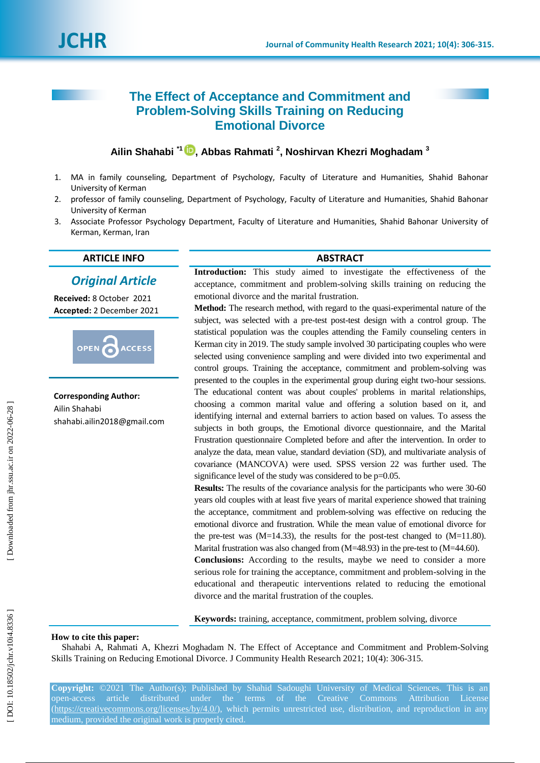# The Effect of Acceptance and Commitment and Problem-Solving Skills Training on Reducing Emotional Divorce

**Ailin Shahabi** [*1], **Abbas Rahmati** [2], **Noshirvan Khezri Moghadam** [3]

1. MA in family counseling, Department of Psychology, Faculty of Literature and Humanities, Shahid Bahonar University of Kerman
2. professor of family counseling, Department of Psychology, Faculty of Literature and Humanities, Shahid Bahonar University of Kerman
3. Associate Professor Psychology Department, Faculty of Literature and Humanities, Shahid Bahonar University of Kerman, Kerman, Iran

## ARTICLE INFO

***Original Article***

**Received:** 8 October 2021
**Accepted:** 2 December 2021

OPEN ACCESS

**Corresponding Author:**
Ailin Shahabi
shahabi.ailin2018@gmail.com

## ABSTRACT

**Introduction:** This study aimed to investigate the effectiveness of the acceptance, commitment and problem-solving skills training on reducing the emotional divorce and the marital frustration.

**Method:** The research method, with regard to the quasi-experimental nature of the subject, was selected with a pre-test post-test design with a control group. The statistical population was the couples attending the Family counseling centers in Kerman city in 2019. The study sample involved 30 participating couples who were selected using convenience sampling and were divided into two experimental and control groups. Training the acceptance, commitment and problem-solving was presented to the couples in the experimental group during eight two-hour sessions. The educational content was about couples' problems in marital relationships, choosing a common marital value and offering a solution based on it, and identifying internal and external barriers to action based on values. To assess the subjects in both groups, the Emotional divorce questionnaire, and the Marital Frustration questionnaire Completed before and after the intervention. In order to analyze the data, mean value, standard deviation (SD), and multivariate analysis of covariance (MANCOVA) were used. SPSS version 22 was further used. The significance level of the study was considered to be p=0.05.

**Results:** The results of the covariance analysis for the participants who were 30-60 years old couples with at least five years of marital experience showed that training the acceptance, commitment and problem-solving was effective on reducing the emotional divorce and frustration. While the mean value of emotional divorce for the pre-test was (M=14.33), the results for the post-test changed to (M=11.80). Marital frustration was also changed from (M=48.93) in the pre-test to (M=44.60).

**Conclusions:** According to the results, maybe we need to consider a more serious role for training the acceptance, commitment and problem-solving in the educational and therapeutic interventions related to reducing the emotional divorce and the marital frustration of the couples.

**Keywords:** training, acceptance, commitment, problem solving, divorce

**How to cite this paper:**
Shahabi A, Rahmati A, Khezri Moghadam N. The Effect of Acceptance and Commitment and Problem-Solving Skills Training on Reducing Emotional Divorce. J Community Health Research 2021; 10(4): 306-315.

**Copyright:** ©2021 The Author(s); Published by Shahid Sadoughi University of Medical Sciences. This is an open-access article distributed under the terms of the Creative Commons Attribution License (https://creativecommons.org/licenses/by/4.0/), which permits unrestricted use, distribution, and reproduction in any medium, provided the original work is properly cited.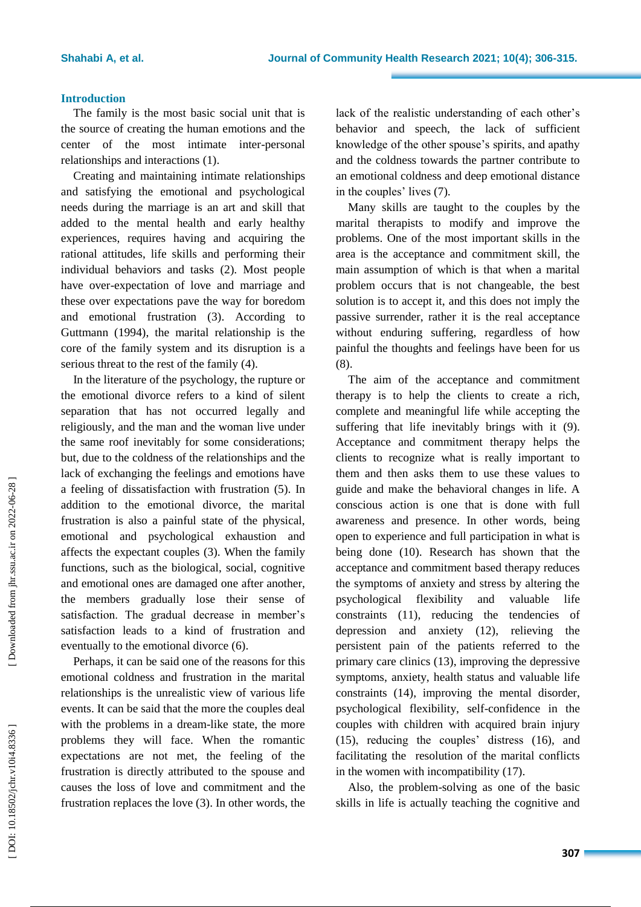## Introduction

The family is the most basic social unit that is the source of creating the human emotions and the center of the most intimate inter-personal relationships and interactions (1).

Creating and maintaining intimate relationships and satisfying the emotional and psychological needs during the marriage is an art and skill that added to the mental health and early healthy experiences, requires having and acquiring the rational attitudes, life skills and performing their individual behaviors and tasks (2). Most people have over-expectation of love and marriage and these over expectations pave the way for boredom and emotional frustration (3). According to Guttmann (1994), the marital relationship is the core of the family system and its disruption is a serious threat to the rest of the family (4).

In the literature of the psychology, the rupture or the emotional divorce refers to a kind of silent separation that has not occurred legally and religiously, and the man and the woman live under the same roof inevitably for some considerations; but, due to the coldness of the relationships and the lack of exchanging the feelings and emotions have a feeling of dissatisfaction with frustration (5). In addition to the emotional divorce, the marital frustration is also a painful state of the physical, emotional and psychological exhaustion and affects the expectant couples (3). When the family functions, such as the biological, social, cognitive and emotional ones are damaged one after another, the members gradually lose their sense of satisfaction. The gradual decrease in member's satisfaction leads to a kind of frustration and eventually to the emotional divorce (6).

Perhaps, it can be said one of the reasons for this emotional coldness and frustration in the marital relationships is the unrealistic view of various life events. It can be said that the more the couples deal with the problems in a dream-like state, the more problems they will face. When the romantic expectations are not met, the feeling of the frustration is directly attributed to the spouse and causes the loss of love and commitment and the frustration replaces the love (3). In other words, the lack of the realistic understanding of each other's behavior and speech, the lack of sufficient knowledge of the other spouse's spirits, and apathy and the coldness towards the partner contribute to an emotional coldness and deep emotional distance in the couples' lives (7).

Many skills are taught to the couples by the marital therapists to modify and improve the problems. One of the most important skills in the area is the acceptance and commitment skill, the main assumption of which is that when a marital problem occurs that is not changeable, the best solution is to accept it, and this does not imply the passive surrender, rather it is the real acceptance without enduring suffering, regardless of how painful the thoughts and feelings have been for us (8).

The aim of the acceptance and commitment therapy is to help the clients to create a rich, complete and meaningful life while accepting the suffering that life inevitably brings with it (9). Acceptance and commitment therapy helps the clients to recognize what is really important to them and then asks them to use these values to guide and make the behavioral changes in life. A conscious action is one that is done with full awareness and presence. In other words, being open to experience and full participation in what is being done (10). Research has shown that the acceptance and commitment based therapy reduces the symptoms of anxiety and stress by altering the psychological flexibility and valuable life constraints (11), reducing the tendencies of depression and anxiety (12), relieving the persistent pain of the patients referred to the primary care clinics (13), improving the depressive symptoms, anxiety, health status and valuable life constraints (14), improving the mental disorder, psychological flexibility, self-confidence in the couples with children with acquired brain injury (15), reducing the couples' distress (16), and facilitating the resolution of the marital conflicts in the women with incompatibility (17).

Also, the problem-solving as one of the basic skills in life is actually teaching the cognitive and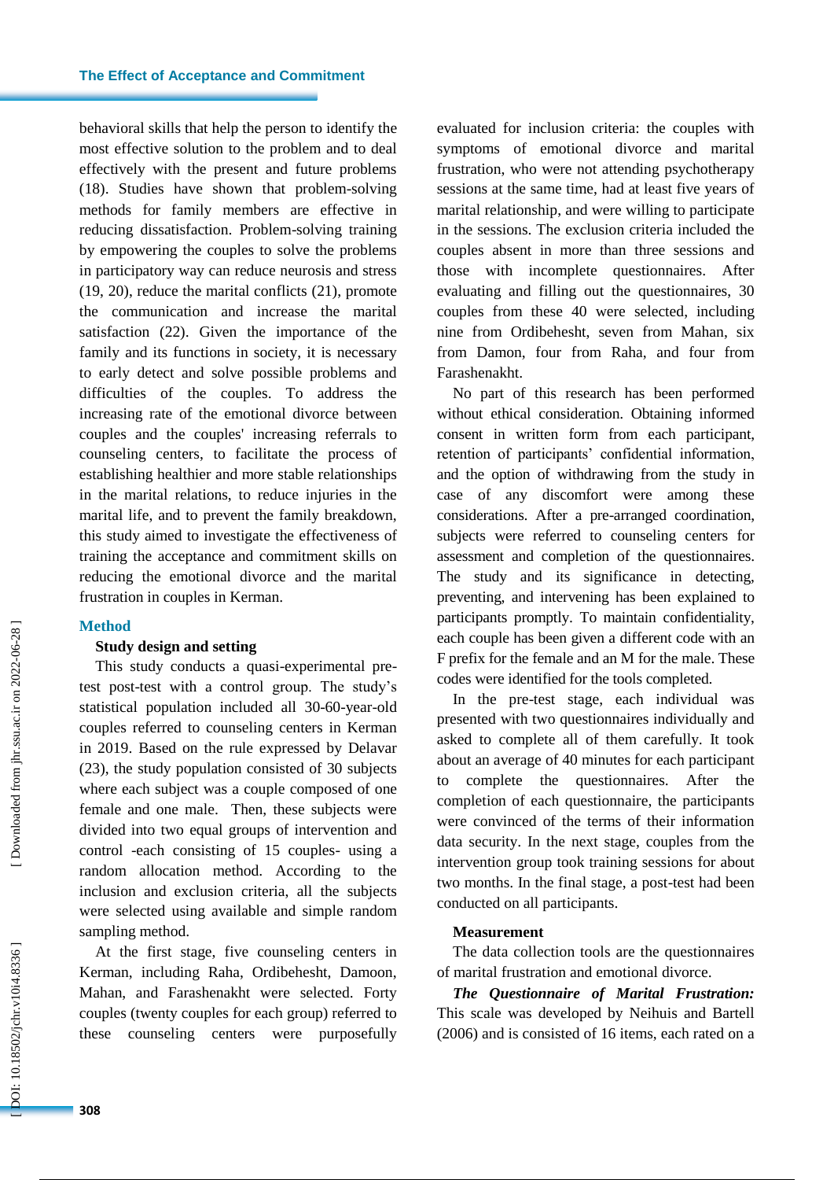behavioral skills that help the person to identify the most effective solution to the problem and to deal effectively with the present and future problems (18). Studies have shown that problem-solving methods for family members are effective in reducing dissatisfaction. Problem-solving training by empowering the couples to solve the problems in participatory way can reduce neurosis and stress (19, 20), reduce the marital conflicts (21), promote the communication and increase the marital satisfaction (22). Given the importance of the family and its functions in society, it is necessary to early detect and solve possible problems and difficulties of the couples. To address the increasing rate of the emotional divorce between couples and the couples' increasing referrals to counseling centers, to facilitate the process of establishing healthier and more stable relationships in the marital relations, to reduce injuries in the marital life, and to prevent the family breakdown, this study aimed to investigate the effectiveness of training the acceptance and commitment skills on reducing the emotional divorce and the marital frustration in couples in Kerman.

## Method

### Study design and setting

This study conducts a quasi-experimental pre-test post-test with a control group. The study's statistical population included all 30-60-year-old couples referred to counseling centers in Kerman in 2019. Based on the rule expressed by Delavar (23), the study population consisted of 30 subjects where each subject was a couple composed of one female and one male. Then, these subjects were divided into two equal groups of intervention and control -each consisting of 15 couples- using a random allocation method. According to the inclusion and exclusion criteria, all the subjects were selected using available and simple random sampling method.

At the first stage, five counseling centers in Kerman, including Raha, Ordibehesht, Damoon, Mahan, and Farashenakht were selected. Forty couples (twenty couples for each group) referred to these counseling centers were purposefully evaluated for inclusion criteria: the couples with symptoms of emotional divorce and marital frustration, who were not attending psychotherapy sessions at the same time, had at least five years of marital relationship, and were willing to participate in the sessions. The exclusion criteria included the couples absent in more than three sessions and those with incomplete questionnaires. After evaluating and filling out the questionnaires, 30 couples from these 40 were selected, including nine from Ordibehesht, seven from Mahan, six from Damon, four from Raha, and four from Farashenakht.

No part of this research has been performed without ethical consideration. Obtaining informed consent in written form from each participant, retention of participants' confidential information, and the option of withdrawing from the study in case of any discomfort were among these considerations. After a pre-arranged coordination, subjects were referred to counseling centers for assessment and completion of the questionnaires. The study and its significance in detecting, preventing, and intervening has been explained to participants promptly. To maintain confidentiality, each couple has been given a different code with an F prefix for the female and an M for the male. These codes were identified for the tools completed.

In the pre-test stage, each individual was presented with two questionnaires individually and asked to complete all of them carefully. It took about an average of 40 minutes for each participant to complete the questionnaires. After the completion of each questionnaire, the participants were convinced of the terms of their information data security. In the next stage, couples from the intervention group took training sessions for about two months. In the final stage, a post-test had been conducted on all participants.

### Measurement

The data collection tools are the questionnaires of marital frustration and emotional divorce.

***The Questionnaire of Marital Frustration:*** This scale was developed by Neihuis and Bartell (2006) and is consisted of 16 items, each rated on a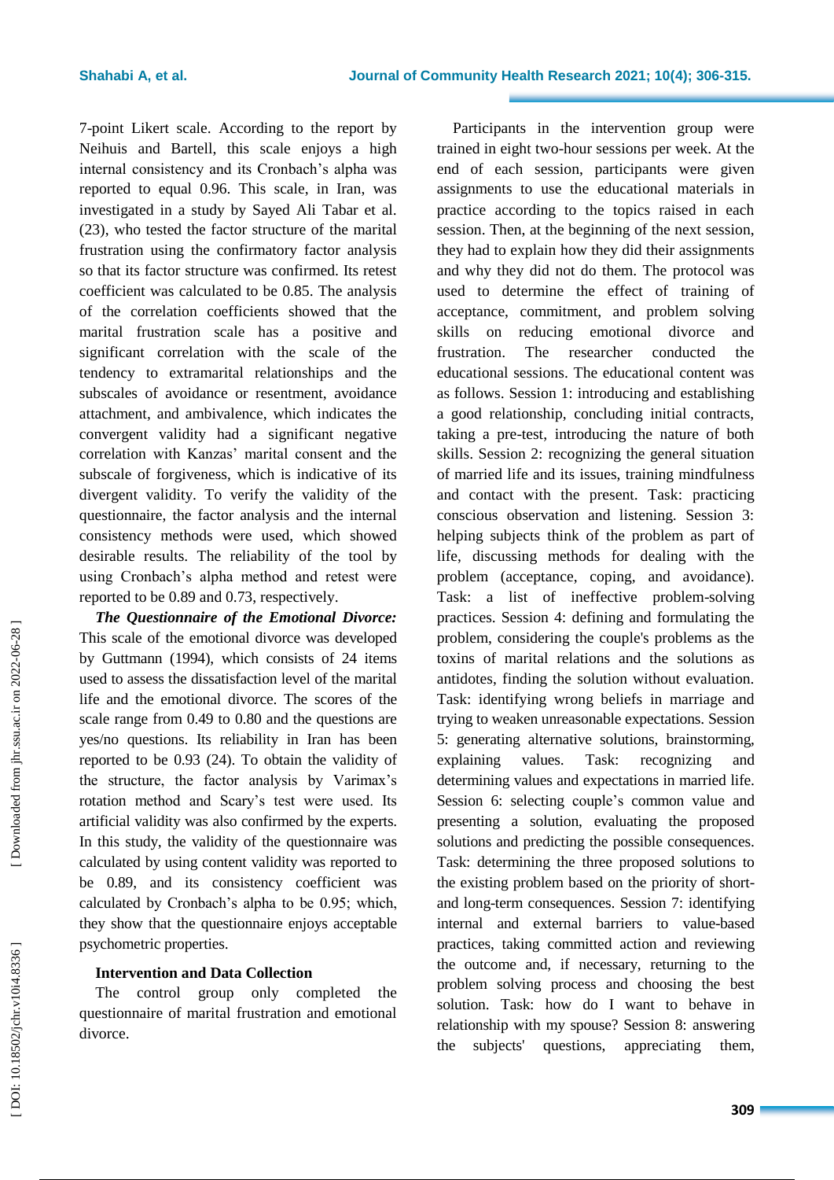7-point Likert scale. According to the report by Neihuis and Bartell, this scale enjoys a high internal consistency and its Cronbach's alpha was reported to equal 0.96. This scale, in Iran, was investigated in a study by Sayed Ali Tabar et al. (23), who tested the factor structure of the marital frustration using the confirmatory factor analysis so that its factor structure was confirmed. Its retest coefficient was calculated to be 0.85. The analysis of the correlation coefficients showed that the marital frustration scale has a positive and significant correlation with the scale of the tendency to extramarital relationships and the subscales of avoidance or resentment, avoidance attachment, and ambivalence, which indicates the convergent validity had a significant negative correlation with Kanzas' marital consent and the subscale of forgiveness, which is indicative of its divergent validity. To verify the validity of the questionnaire, the factor analysis and the internal consistency methods were used, which showed desirable results. The reliability of the tool by using Cronbach's alpha method and retest were reported to be 0.89 and 0.73, respectively.

***The Questionnaire of the Emotional Divorce:*** This scale of the emotional divorce was developed by Guttmann (1994), which consists of 24 items used to assess the dissatisfaction level of the marital life and the emotional divorce. The scores of the scale range from 0.49 to 0.80 and the questions are yes/no questions. Its reliability in Iran has been reported to be 0.93 (24). To obtain the validity of the structure, the factor analysis by Varimax's rotation method and Scary's test were used. Its artificial validity was also confirmed by the experts. In this study, the validity of the questionnaire was calculated by using content validity was reported to be 0.89, and its consistency coefficient was calculated by Cronbach's alpha to be 0.95; which, they show that the questionnaire enjoys acceptable psychometric properties.

### Intervention and Data Collection

The control group only completed the questionnaire of marital frustration and emotional divorce.

Participants in the intervention group were trained in eight two-hour sessions per week. At the end of each session, participants were given assignments to use the educational materials in practice according to the topics raised in each session. Then, at the beginning of the next session, they had to explain how they did their assignments and why they did not do them. The protocol was used to determine the effect of training of acceptance, commitment, and problem solving skills on reducing emotional divorce and frustration. The researcher conducted the educational sessions. The educational content was as follows. Session 1: introducing and establishing a good relationship, concluding initial contracts, taking a pre-test, introducing the nature of both skills. Session 2: recognizing the general situation of married life and its issues, training mindfulness and contact with the present. Task: practicing conscious observation and listening. Session 3: helping subjects think of the problem as part of life, discussing methods for dealing with the problem (acceptance, coping, and avoidance). Task: a list of ineffective problem-solving practices. Session 4: defining and formulating the problem, considering the couple's problems as the toxins of marital relations and the solutions as antidotes, finding the solution without evaluation. Task: identifying wrong beliefs in marriage and trying to weaken unreasonable expectations. Session 5: generating alternative solutions, brainstorming, explaining values. Task: recognizing and determining values and expectations in married life. Session 6: selecting couple's common value and presenting a solution, evaluating the proposed solutions and predicting the possible consequences. Task: determining the three proposed solutions to the existing problem based on the priority of short- and long-term consequences. Session 7: identifying internal and external barriers to value-based practices, taking committed action and reviewing the outcome and, if necessary, returning to the problem solving process and choosing the best solution. Task: how do I want to behave in relationship with my spouse? Session 8: answering the subjects' questions, appreciating them,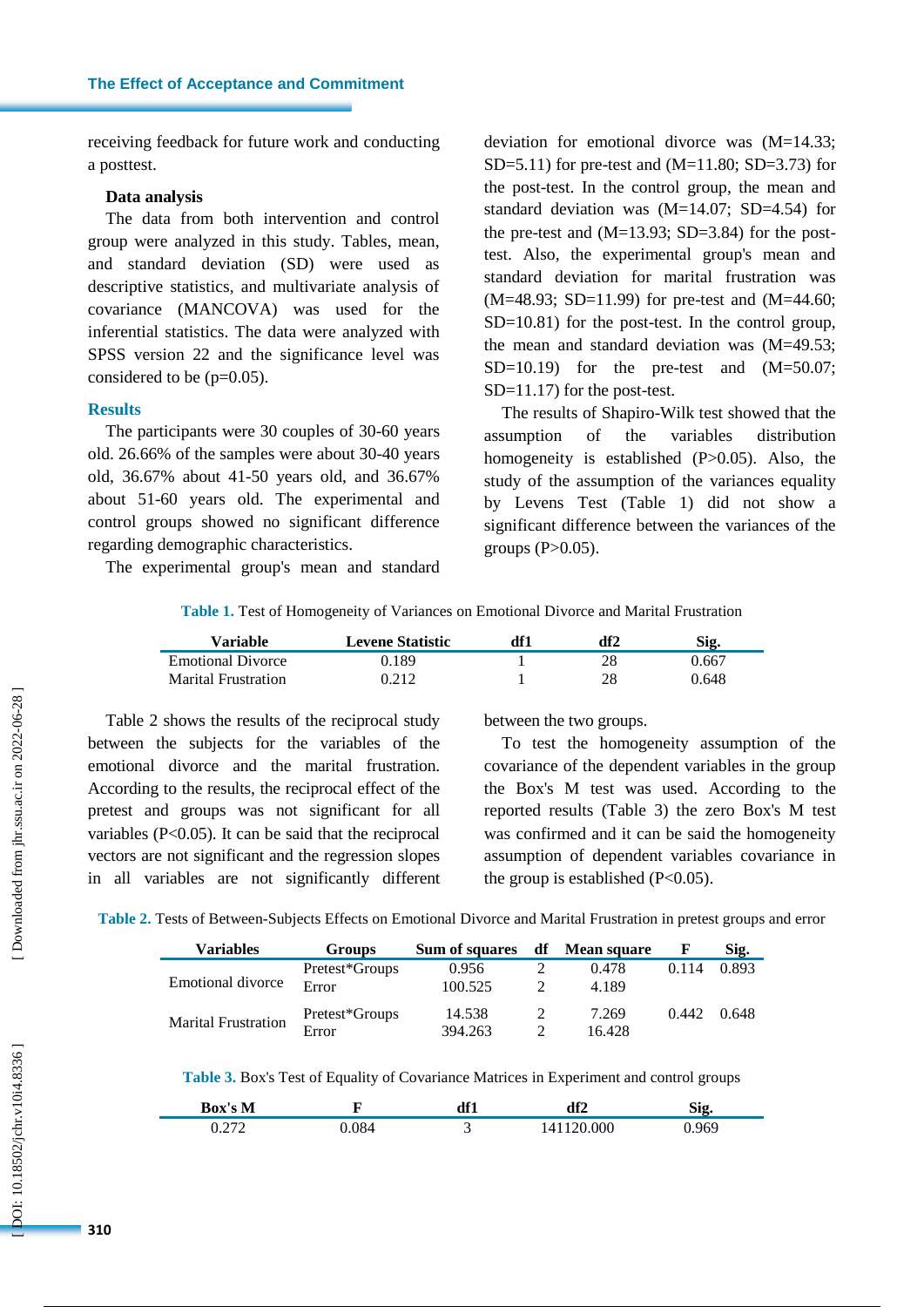receiving feedback for future work and conducting a posttest.

### Data analysis

The data from both intervention and control group were analyzed in this study. Tables, mean, and standard deviation (SD) were used as descriptive statistics, and multivariate analysis of covariance (MANCOVA) was used for the inferential statistics. The data were analyzed with SPSS version 22 and the significance level was considered to be (p=0.05).

## Results

The participants were 30 couples of 30-60 years old. 26.66% of the samples were about 30-40 years old, 36.67% about 41-50 years old, and 36.67% about 51-60 years old. The experimental and control groups showed no significant difference regarding demographic characteristics.

The experimental group's mean and standard deviation for emotional divorce was (M=14.33; SD=5.11) for pre-test and (M=11.80; SD=3.73) for the post-test. In the control group, the mean and standard deviation was (M=14.07; SD=4.54) for the pre-test and (M=13.93; SD=3.84) for the post-test. Also, the experimental group's mean and standard deviation for marital frustration was (M=48.93; SD=11.99) for pre-test and (M=44.60; SD=10.81) for the post-test. In the control group, the mean and standard deviation was (M=49.53; SD=10.19) for the pre-test and (M=50.07; SD=11.17) for the post-test.

The results of Shapiro-Wilk test showed that the assumption of the variables distribution homogeneity is established (P>0.05). Also, the study of the assumption of the variances equality by Levens Test (Table 1) did not show a significant difference between the variances of the groups (P>0.05).

**Table 1.** Test of Homogeneity of Variances on Emotional Divorce and Marital Frustration

| Variable | Levene Statistic | df1 | df2 | Sig. |
|---|---|---|---|---|
| Emotional Divorce | 0.189 | 1 | 28 | 0.667 |
| Marital Frustration | 0.212 | 1 | 28 | 0.648 |

Table 2 shows the results of the reciprocal study between the subjects for the variables of the emotional divorce and the marital frustration. According to the results, the reciprocal effect of the pretest and groups was not significant for all variables (P<0.05). It can be said that the reciprocal vectors are not significant and the regression slopes in all variables are not significantly different between the two groups.

To test the homogeneity assumption of the covariance of the dependent variables in the group the Box's M test was used. According to the reported results (Table 3) the zero Box's M test was confirmed and it can be said the homogeneity assumption of dependent variables covariance in the group is established (P<0.05).

**Table 2.** Tests of Between-Subjects Effects on Emotional Divorce and Marital Frustration in pretest groups and error

| Variables | Groups | Sum of squares | df | Mean square | F | Sig. |
|---|---|---|---|---|---|---|
| Emotional divorce | Pretest*Groups | 0.956 | 2 | 0.478 | 0.114 | 0.893 |
| | Error | 100.525 | 2 | 4.189 | | |
| Marital Frustration | Pretest*Groups | 14.538 | 2 | 7.269 | 0.442 | 0.648 |
| | Error | 394.263 | 2 | 16.428 | | |

**Table 3.** Box's Test of Equality of Covariance Matrices in Experiment and control groups

| Box's M | F | df1 | df2 | Sig. |
|---|---|---|---|---|
| 0.272 | 0.084 | 3 | 141120.000 | 0.969 |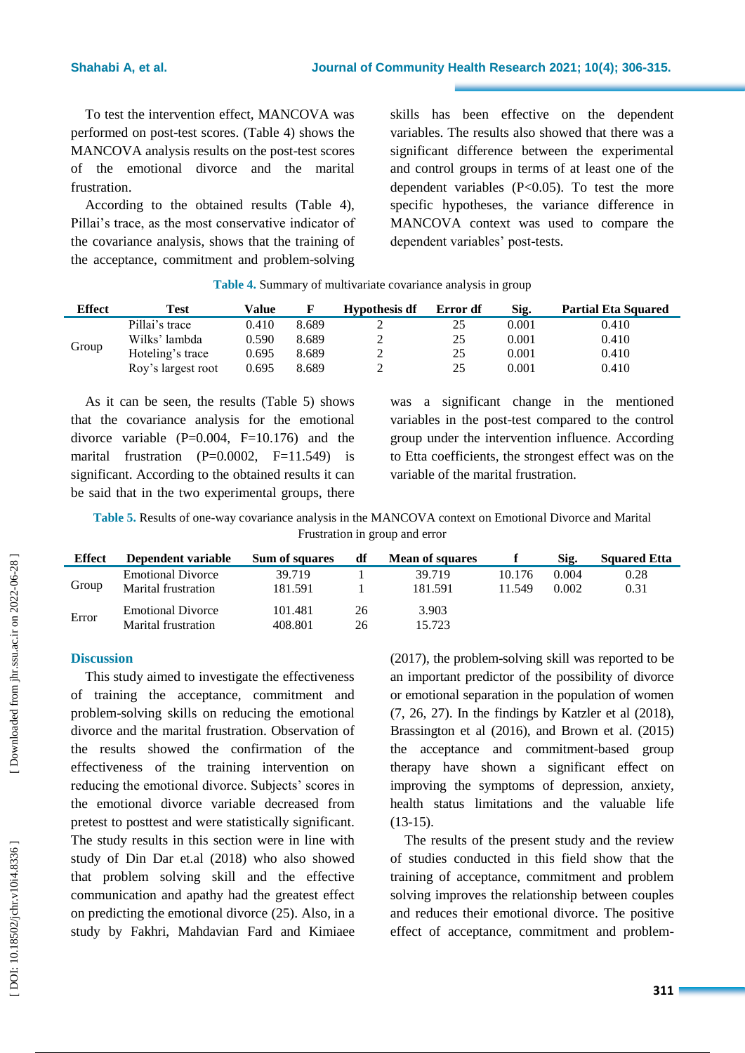To test the intervention effect, MANCOVA was performed on post-test scores. (Table 4) shows the MANCOVA analysis results on the post-test scores of the emotional divorce and the marital frustration.

According to the obtained results (Table 4), Pillai's trace, as the most conservative indicator of the covariance analysis, shows that the training of the acceptance, commitment and problem-solving skills has been effective on the dependent variables. The results also showed that there was a significant difference between the experimental and control groups in terms of at least one of the dependent variables ($P<0.05$). To test the more specific hypotheses, the variance difference in MANCOVA context was used to compare the dependent variables' post-tests.

**Table 4.** Summary of multivariate covariance analysis in group

| Effect | Test | Value | F | Hypothesis df | Error df | Sig. | Partial Eta Squared |
|---|---|---|---|---|---|---|---|
| Group | Pillai's trace | 0.410 | 8.689 | 2 | 25 | 0.001 | 0.410 |
| | Wilks' lambda | 0.590 | 8.689 | 2 | 25 | 0.001 | 0.410 |
| | Hoteling's trace | 0.695 | 8.689 | 2 | 25 | 0.001 | 0.410 |
| | Roy's largest root | 0.695 | 8.689 | 2 | 25 | 0.001 | 0.410 |

As it can be seen, the results (Table 5) shows that the covariance analysis for the emotional divorce variable ($P=0.004$, $F=10.176$) and the marital frustration ($P=0.0002$, $F=11.549$) is significant. According to the obtained results it can be said that in the two experimental groups, there was a significant change in the mentioned variables in the post-test compared to the control group under the intervention influence. According to Etta coefficients, the strongest effect was on the variable of the marital frustration.

**Table 5.** Results of one-way covariance analysis in the MANCOVA context on Emotional Divorce and Marital Frustration in group and error

| Effect | Dependent variable | Sum of squares | df | Mean of squares | f | Sig. | Squared Etta |
|---|---|---|---|---|---|---|---|
| Group | Emotional Divorce | 39.719 | 1 | 39.719 | 10.176 | 0.004 | 0.28 |
| | Marital frustration | 181.591 | 1 | 181.591 | 11.549 | 0.002 | 0.31 |
| Error | Emotional Divorce | 101.481 | 26 | 3.903 | | | |
| | Marital frustration | 408.801 | 26 | 15.723 | | | |

## Discussion

This study aimed to investigate the effectiveness of training the acceptance, commitment and problem-solving skills on reducing the emotional divorce and the marital frustration. Observation of the results showed the confirmation of the effectiveness of the training intervention on reducing the emotional divorce. Subjects' scores in the emotional divorce variable decreased from pretest to posttest and were statistically significant. The study results in this section were in line with study of Din Dar et.al (2018) who also showed that problem solving skill and the effective communication and apathy had the greatest effect on predicting the emotional divorce (25). Also, in a study by Fakhri, Mahdavian Fard and Kimiaee (2017), the problem-solving skill was reported to be an important predictor of the possibility of divorce or emotional separation in the population of women (7, 26, 27). In the findings by Katzler et al (2018), Brassington et al (2016), and Brown et al. (2015) the acceptance and commitment-based group therapy have shown a significant effect on improving the symptoms of depression, anxiety, health status limitations and the valuable life (13-15).

The results of the present study and the review of studies conducted in this field show that the training of acceptance, commitment and problem solving improves the relationship between couples and reduces their emotional divorce. The positive effect of acceptance, commitment and problem-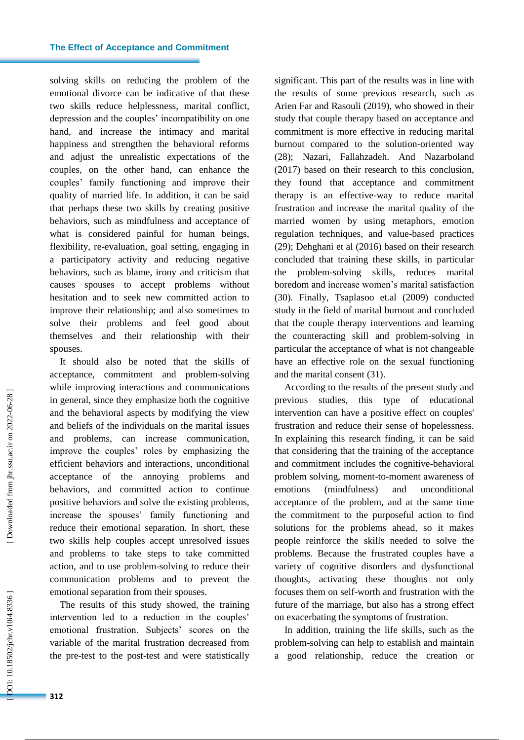solving skills on reducing the problem of the emotional divorce can be indicative of that these two skills reduce helplessness, marital conflict, depression and the couples' incompatibility on one hand, and increase the intimacy and marital happiness and strengthen the behavioral reforms and adjust the unrealistic expectations of the couples, on the other hand, can enhance the couples' family functioning and improve their quality of married life. In addition, it can be said that perhaps these two skills by creating positive behaviors, such as mindfulness and acceptance of what is considered painful for human beings, flexibility, re-evaluation, goal setting, engaging in a participatory activity and reducing negative behaviors, such as blame, irony and criticism that causes spouses to accept problems without hesitation and to seek new committed action to improve their relationship; and also sometimes to solve their problems and feel good about themselves and their relationship with their spouses.

It should also be noted that the skills of acceptance, commitment and problem-solving while improving interactions and communications in general, since they emphasize both the cognitive and the behavioral aspects by modifying the view and beliefs of the individuals on the marital issues and problems, can increase communication, improve the couples' roles by emphasizing the efficient behaviors and interactions, unconditional acceptance of the annoying problems and behaviors, and committed action to continue positive behaviors and solve the existing problems, increase the spouses' family functioning and reduce their emotional separation. In short, these two skills help couples accept unresolved issues and problems to take steps to take committed action, and to use problem-solving to reduce their communication problems and to prevent the emotional separation from their spouses.

The results of this study showed, the training intervention led to a reduction in the couples' emotional frustration. Subjects' scores on the variable of the marital frustration decreased from the pre-test to the post-test and were statistically significant. This part of the results was in line with the results of some previous research, such as Arien Far and Rasouli (2019), who showed in their study that couple therapy based on acceptance and commitment is more effective in reducing marital burnout compared to the solution-oriented way (28); Nazari, Fallahzadeh. And Nazarboland (2017) based on their research to this conclusion, they found that acceptance and commitment therapy is an effective-way to reduce marital frustration and increase the marital quality of the married women by using metaphors, emotion regulation techniques, and value-based practices (29); Dehghani et al (2016) based on their research concluded that training these skills, in particular the problem-solving skills, reduces marital boredom and increase women's marital satisfaction (30). Finally, Tsaplasoo et.al (2009) conducted study in the field of marital burnout and concluded that the couple therapy interventions and learning the counteracting skill and problem-solving in particular the acceptance of what is not changeable have an effective role on the sexual functioning and the marital consent (31).

According to the results of the present study and previous studies, this type of educational intervention can have a positive effect on couples' frustration and reduce their sense of hopelessness. In explaining this research finding, it can be said that considering that the training of the acceptance and commitment includes the cognitive-behavioral problem solving, moment-to-moment awareness of emotions (mindfulness) and unconditional acceptance of the problem, and at the same time the commitment to the purposeful action to find solutions for the problems ahead, so it makes people reinforce the skills needed to solve the problems. Because the frustrated couples have a variety of cognitive disorders and dysfunctional thoughts, activating these thoughts not only focuses them on self-worth and frustration with the future of the marriage, but also has a strong effect on exacerbating the symptoms of frustration.

In addition, training the life skills, such as the problem-solving can help to establish and maintain a good relationship, reduce the creation or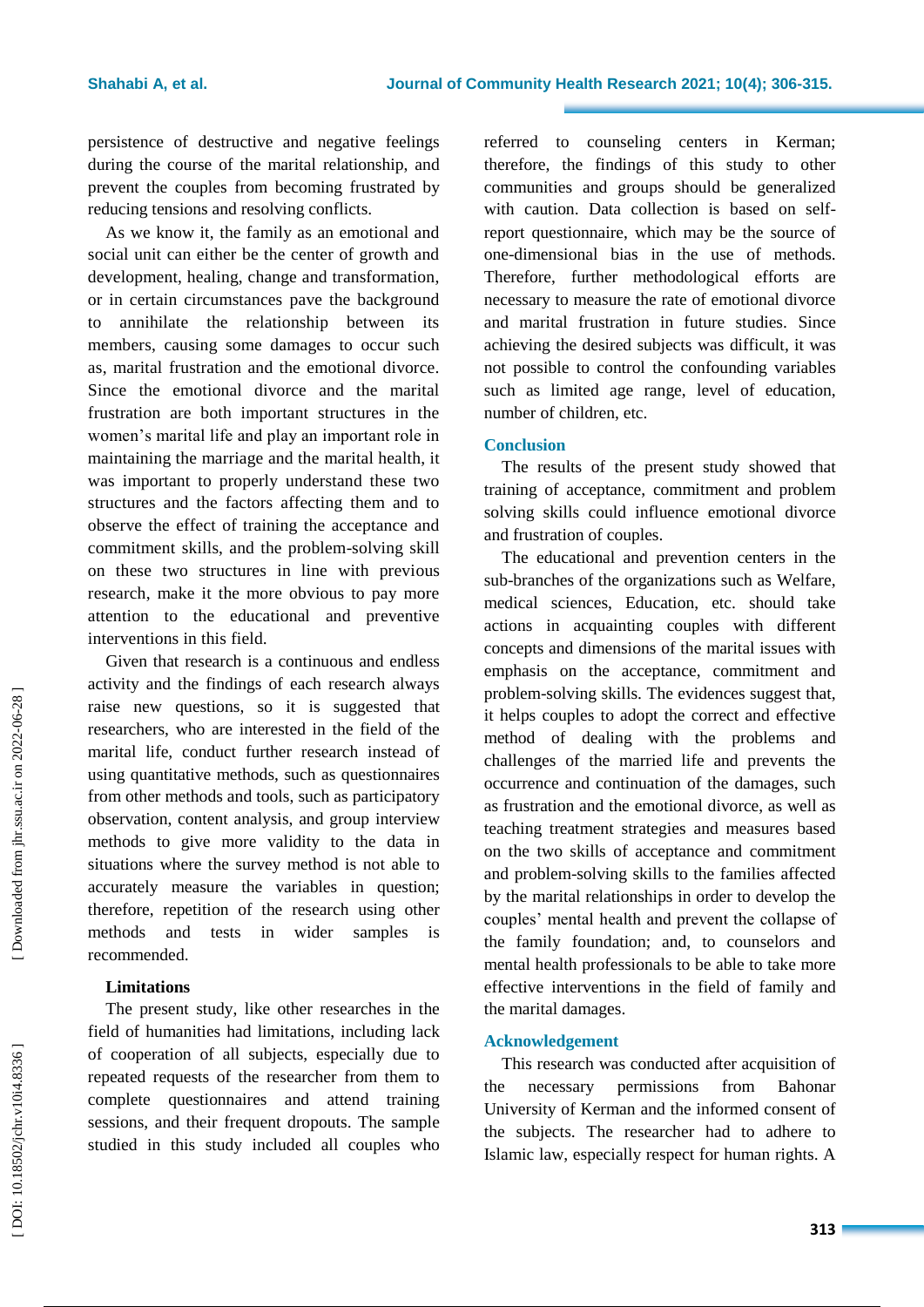persistence of destructive and negative feelings during the course of the marital relationship, and prevent the couples from becoming frustrated by reducing tensions and resolving conflicts.

As we know it, the family as an emotional and social unit can either be the center of growth and development, healing, change and transformation, or in certain circumstances pave the background to annihilate the relationship between its members, causing some damages to occur such as, marital frustration and the emotional divorce. Since the emotional divorce and the marital frustration are both important structures in the women's marital life and play an important role in maintaining the marriage and the marital health, it was important to properly understand these two structures and the factors affecting them and to observe the effect of training the acceptance and commitment skills, and the problem-solving skill on these two structures in line with previous research, make it the more obvious to pay more attention to the educational and preventive interventions in this field.

Given that research is a continuous and endless activity and the findings of each research always raise new questions, so it is suggested that researchers, who are interested in the field of the marital life, conduct further research instead of using quantitative methods, such as questionnaires from other methods and tools, such as participatory observation, content analysis, and group interview methods to give more validity to the data in situations where the survey method is not able to accurately measure the variables in question; therefore, repetition of the research using other methods and tests in wider samples is recommended.

### Limitations

The present study, like other researches in the field of humanities had limitations, including lack of cooperation of all subjects, especially due to repeated requests of the researcher from them to complete questionnaires and attend training sessions, and their frequent dropouts. The sample studied in this study included all couples who referred to counseling centers in Kerman; therefore, the findings of this study to other communities and groups should be generalized with caution. Data collection is based on self-report questionnaire, which may be the source of one-dimensional bias in the use of methods. Therefore, further methodological efforts are necessary to measure the rate of emotional divorce and marital frustration in future studies. Since achieving the desired subjects was difficult, it was not possible to control the confounding variables such as limited age range, level of education, number of children, etc.

## Conclusion

The results of the present study showed that training of acceptance, commitment and problem solving skills could influence emotional divorce and frustration of couples.

The educational and prevention centers in the sub-branches of the organizations such as Welfare, medical sciences, Education, etc. should take actions in acquainting couples with different concepts and dimensions of the marital issues with emphasis on the acceptance, commitment and problem-solving skills. The evidences suggest that, it helps couples to adopt the correct and effective method of dealing with the problems and challenges of the married life and prevents the occurrence and continuation of the damages, such as frustration and the emotional divorce, as well as teaching treatment strategies and measures based on the two skills of acceptance and commitment and problem-solving skills to the families affected by the marital relationships in order to develop the couples' mental health and prevent the collapse of the family foundation; and, to counselors and mental health professionals to be able to take more effective interventions in the field of family and the marital damages.

## Acknowledgement

This research was conducted after acquisition of the necessary permissions from Bahonar University of Kerman and the informed consent of the subjects. The researcher had to adhere to Islamic law, especially respect for human rights. A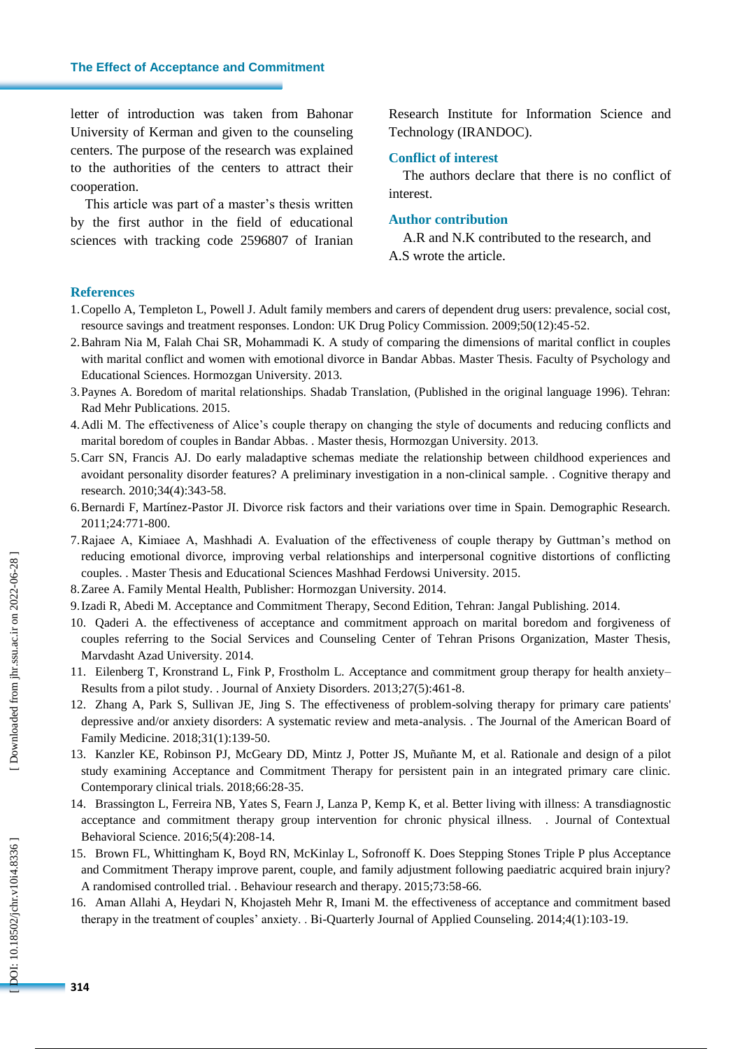letter of introduction was taken from Bahonar University of Kerman and given to the counseling centers. The purpose of the research was explained to the authorities of the centers to attract their cooperation.

This article was part of a master's thesis written by the first author in the field of educational sciences with tracking code 2596807 of Iranian Research Institute for Information Science and Technology (IRANDOC).

## Conflict of interest

The authors declare that there is no conflict of interest.

## Author contribution

A.R and N.K contributed to the research, and A.S wrote the article.

## References

1. Copello A, Templeton L, Powell J. Adult family members and carers of dependent drug users: prevalence, social cost, resource savings and treatment responses. London: UK Drug Policy Commission. 2009;50(12):45-52.
2. Bahram Nia M, Falah Chai SR, Mohammadi K. A study of comparing the dimensions of marital conflict in couples with marital conflict and women with emotional divorce in Bandar Abbas. Master Thesis. Faculty of Psychology and Educational Sciences. Hormozgan University. 2013.
3. Paynes A. Boredom of marital relationships. Shadab Translation, (Published in the original language 1996). Tehran: Rad Mehr Publications. 2015.
4. Adli M. The effectiveness of Alice's couple therapy on changing the style of documents and reducing conflicts and marital boredom of couples in Bandar Abbas. . Master thesis, Hormozgan University. 2013.
5. Carr SN, Francis AJ. Do early maladaptive schemas mediate the relationship between childhood experiences and avoidant personality disorder features? A preliminary investigation in a non-clinical sample. . Cognitive therapy and research. 2010;34(4):343-58.
6. Bernardi F, Martínez-Pastor JI. Divorce risk factors and their variations over time in Spain. Demographic Research. 2011;24:771-800.
7. Rajaee A, Kimiaee A, Mashhadi A. Evaluation of the effectiveness of couple therapy by Guttman's method on reducing emotional divorce, improving verbal relationships and interpersonal cognitive distortions of conflicting couples. . Master Thesis and Educational Sciences Mashhad Ferdowsi University. 2015.
8. Zaree A. Family Mental Health, Publisher: Hormozgan University. 2014.
9. Izadi R, Abedi M. Acceptance and Commitment Therapy, Second Edition, Tehran: Jangal Publishing. 2014.
10. Qaderi A. the effectiveness of acceptance and commitment approach on marital boredom and forgiveness of couples referring to the Social Services and Counseling Center of Tehran Prisons Organization, Master Thesis, Marvdasht Azad University. 2014.
11. Eilenberg T, Kronstrand L, Fink P, Frostholm L. Acceptance and commitment group therapy for health anxiety–Results from a pilot study. . Journal of Anxiety Disorders. 2013;27(5):461-8.
12. Zhang A, Park S, Sullivan JE, Jing S. The effectiveness of problem-solving therapy for primary care patients' depressive and/or anxiety disorders: A systematic review and meta-analysis. . The Journal of the American Board of Family Medicine. 2018;31(1):139-50.
13. Kanzler KE, Robinson PJ, McGeary DD, Mintz J, Potter JS, Muñante M, et al. Rationale and design of a pilot study examining Acceptance and Commitment Therapy for persistent pain in an integrated primary care clinic. Contemporary clinical trials. 2018;66:28-35.
14. Brassington L, Ferreira NB, Yates S, Fearn J, Lanza P, Kemp K, et al. Better living with illness: A transdiagnostic acceptance and commitment therapy group intervention for chronic physical illness. . Journal of Contextual Behavioral Science. 2016;5(4):208-14.
15. Brown FL, Whittingham K, Boyd RN, McKinlay L, Sofronoff K. Does Stepping Stones Triple P plus Acceptance and Commitment Therapy improve parent, couple, and family adjustment following paediatric acquired brain injury? A randomised controlled trial. . Behaviour research and therapy. 2015;73:58-66.
16. Aman Allahi A, Heydari N, Khojasteh Mehr R, Imani M. the effectiveness of acceptance and commitment based therapy in the treatment of couples' anxiety. . Bi-Quarterly Journal of Applied Counseling. 2014;4(1):103-19.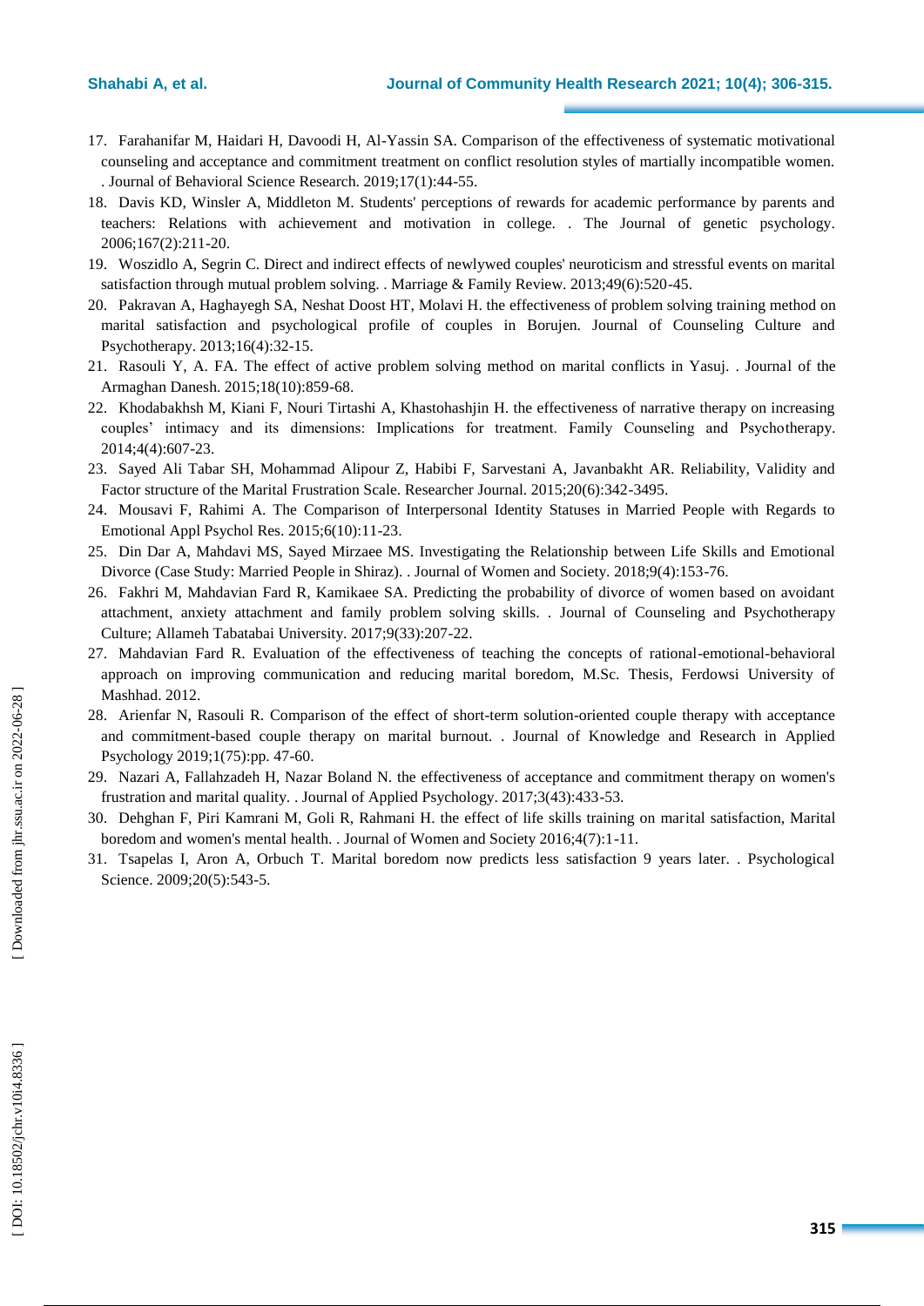17. Farahanifar M, Haidari H, Davoodi H, Al-Yassin SA. Comparison of the effectiveness of systematic motivational counseling and acceptance and commitment treatment on conflict resolution styles of martially incompatible women. . Journal of Behavioral Science Research. 2019;17(1):44-55.
18. Davis KD, Winsler A, Middleton M. Students' perceptions of rewards for academic performance by parents and teachers: Relations with achievement and motivation in college. . The Journal of genetic psychology. 2006;167(2):211-20.
19. Woszidlo A, Segrin C. Direct and indirect effects of newlywed couples' neuroticism and stressful events on marital satisfaction through mutual problem solving. . Marriage & Family Review. 2013;49(6):520-45.
20. Pakravan A, Haghayegh SA, Neshat Doost HT, Molavi H. the effectiveness of problem solving training method on marital satisfaction and psychological profile of couples in Borujen. Journal of Counseling Culture and Psychotherapy. 2013;16(4):32-15.
21. Rasouli Y, A. FA. The effect of active problem solving method on marital conflicts in Yasuj. . Journal of the Armaghan Danesh. 2015;18(10):859-68.
22. Khodabakhsh M, Kiani F, Nouri Tirtashi A, Khastohashjin H. the effectiveness of narrative therapy on increasing couples' intimacy and its dimensions: Implications for treatment. Family Counseling and Psychotherapy. 2014;4(4):607-23.
23. Sayed Ali Tabar SH, Mohammad Alipour Z, Habibi F, Sarvestani A, Javanbakht AR. Reliability, Validity and Factor structure of the Marital Frustration Scale. Researcher Journal. 2015;20(6):342-3495.
24. Mousavi F, Rahimi A. The Comparison of Interpersonal Identity Statuses in Married People with Regards to Emotional Appl Psychol Res. 2015;6(10):11-23.
25. Din Dar A, Mahdavi MS, Sayed Mirzaee MS. Investigating the Relationship between Life Skills and Emotional Divorce (Case Study: Married People in Shiraz). . Journal of Women and Society. 2018;9(4):153-76.
26. Fakhri M, Mahdavian Fard R, Kamikaee SA. Predicting the probability of divorce of women based on avoidant attachment, anxiety attachment and family problem solving skills. . Journal of Counseling and Psychotherapy Culture; Allameh Tabatabai University. 2017;9(33):207-22.
27. Mahdavian Fard R. Evaluation of the effectiveness of teaching the concepts of rational-emotional-behavioral approach on improving communication and reducing marital boredom, M.Sc. Thesis, Ferdowsi University of Mashhad. 2012.
28. Arienfar N, Rasouli R. Comparison of the effect of short-term solution-oriented couple therapy with acceptance and commitment-based couple therapy on marital burnout. . Journal of Knowledge and Research in Applied Psychology 2019;1(75):pp. 47-60.
29. Nazari A, Fallahzadeh H, Nazar Boland N. the effectiveness of acceptance and commitment therapy on women's frustration and marital quality. . Journal of Applied Psychology. 2017;3(43):433-53.
30. Dehghan F, Piri Kamrani M, Goli R, Rahmani H. the effect of life skills training on marital satisfaction, Marital boredom and women's mental health. . Journal of Women and Society 2016;4(7):1-11.
31. Tsapelas I, Aron A, Orbuch T. Marital boredom now predicts less satisfaction 9 years later. . Psychological Science. 2009;20(5):543-5.